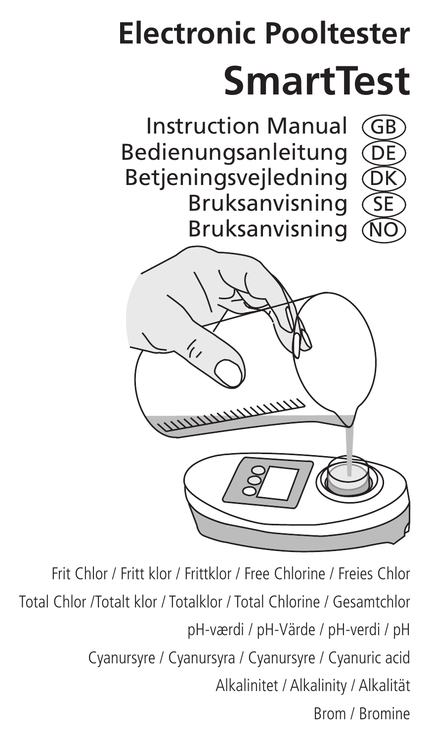# Electronic Pooltester

# SmartTest

Instruction Manual (GB)
Bedienungsanleitung (DE)
Betjeningsvejledning (DK)
Bruksanvisning (SE)
Bruksanvisning (NO)

Frit Chlor / Fritt klor / Frittklor / Free Chlorine / Freies Chlor

Total Chlor /Totalt klor / Totalklor / Total Chlorine / Gesamtchlor

pH-værdi / pH-Värde / pH-verdi / pH

Cyanursyre / Cyanursyra / Cyanursyre / Cyanuric acid

Alkalinitet / Alkalinity / Alkalität

Brom / Bromine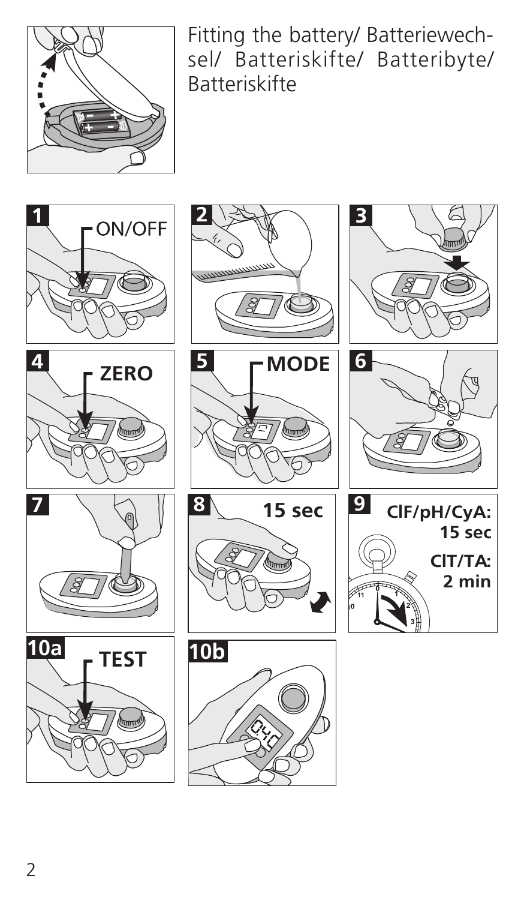Fitting the battery/ Batteriewechsel/ Batteriskifte/ Batteribyte/ Batteriskifte

**1** ON/OFF

**2**

**3**

**4** ZERO

**5** MODE

**6**

**7**

**8** 15 sec

**9** ClF/pH/CyA: 15 sec
ClT/TA: 2 min

**10a** TEST

**10b**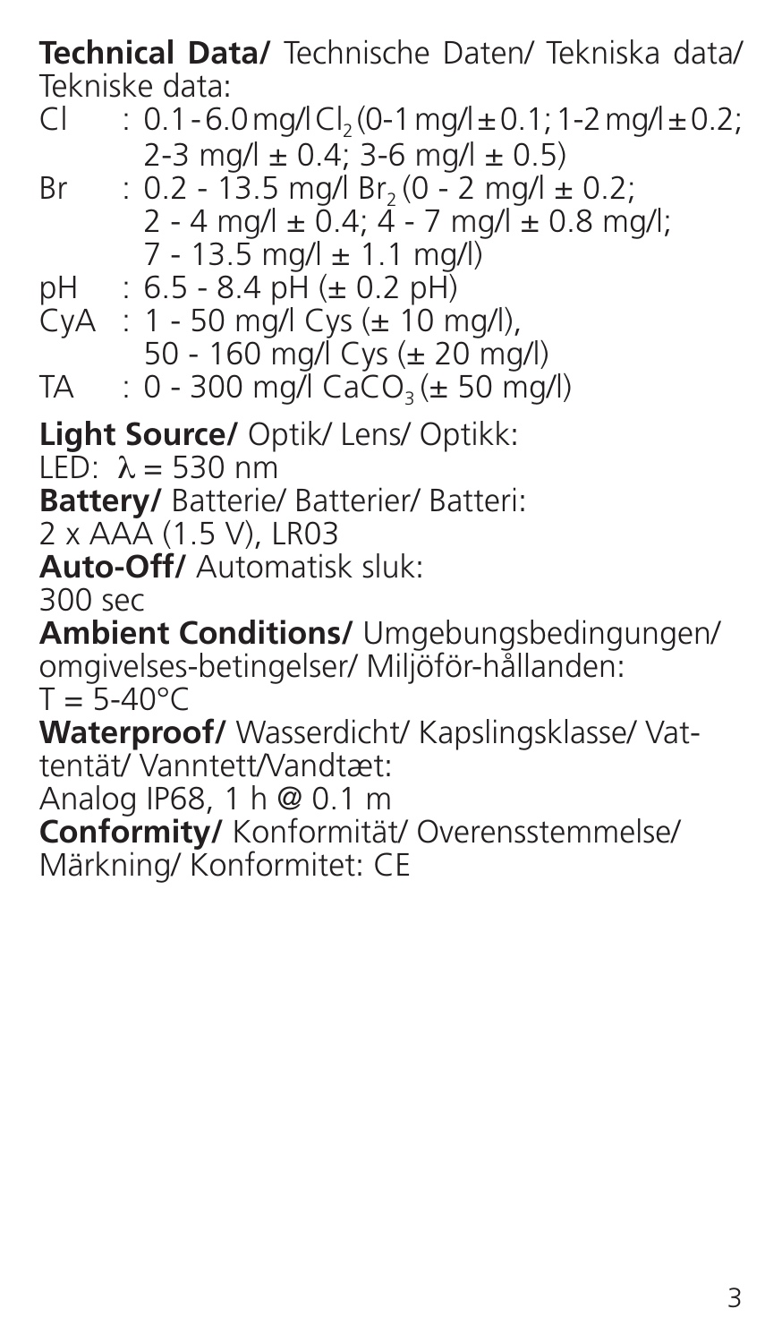**Technical Data/** Technische Daten/ Tekniska data/ Tekniske data:

Cl : 0.1 - 6.0 mg/l $Cl_2$ (0-1 mg/l ± 0.1; 1-2 mg/l ± 0.2; 2-3 mg/l ± 0.4; 3-6 mg/l ± 0.5)

Br : 0.2 - 13.5 mg/l $Br_2$ (0 - 2 mg/l ± 0.2; 2 - 4 mg/l ± 0.4; 4 - 7 mg/l ± 0.8 mg/l; 7 - 13.5 mg/l ± 1.1 mg/l)

pH : 6.5 - 8.4 pH (± 0.2 pH)

CyA : 1 - 50 mg/l Cys (± 10 mg/l), 50 - 160 mg/l Cys (± 20 mg/l)

TA : 0 - 300 mg/l $CaCO_3$ (± 50 mg/l)

**Light Source/** Optik/ Lens/ Optikk:
LED: $\lambda$ = 530 nm

**Battery/** Batterie/ Batterier/ Batteri:
2 x AAA (1.5 V), LR03

**Auto-Off/** Automatisk sluk:
300 sec

**Ambient Conditions/** Umgebungsbedingungen/ omgivelses-betingelser/ Miljöför-hållanden:
T = 5-40°C

**Waterproof/** Wasserdicht/ Kapslingsklasse/ Vat-tentät/ Vanntett/Vandtæt:
Analog IP68, 1 h @ 0.1 m

**Conformity/** Konformität/ Overensstemmelse/ Märkning/ Konformitet: CE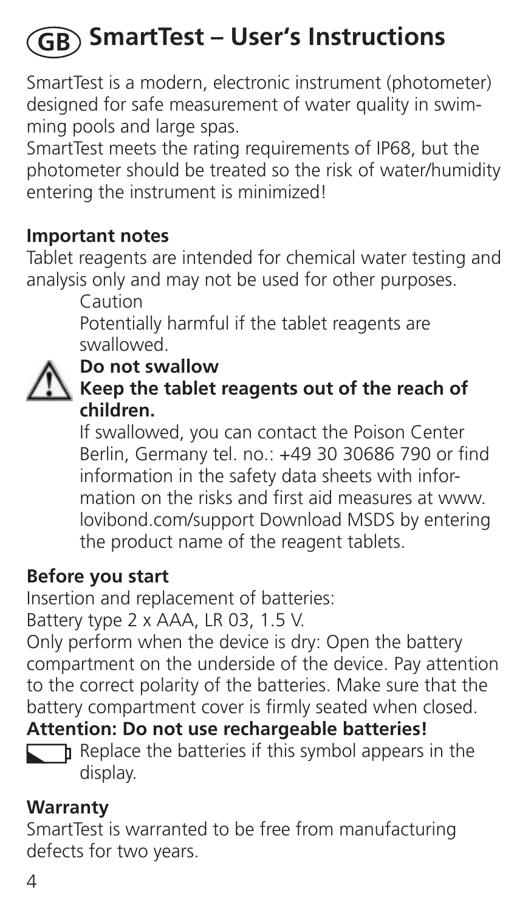# (GB) SmartTest – User's Instructions

SmartTest is a modern, electronic instrument (photometer) designed for safe measurement of water quality in swimming pools and large spas.
SmartTest meets the rating requirements of IP68, but the photometer should be treated so the risk of water/humidity entering the instrument is minimized!

**Important notes**

Tablet reagents are intended for chemical water testing and analysis only and may not be used for other purposes.

Caution

Potentially harmful if the tablet reagents are swallowed.

⚠ **Do not swallow**
**Keep the tablet reagents out of the reach of children.**

If swallowed, you can contact the Poison Center Berlin, Germany tel. no.: +49 30 30686 790 or find information in the safety data sheets with information on the risks and first aid measures at www.lovibond.com/support Download MSDS by entering the product name of the reagent tablets.

**Before you start**

Insertion and replacement of batteries:
Battery type 2 x AAA, LR 03, 1.5 V.
Only perform when the device is dry: Open the battery compartment on the underside of the device. Pay attention to the correct polarity of the batteries. Make sure that the battery compartment cover is firmly seated when closed.

**Attention: Do not use rechargeable batteries!**

Replace the batteries if this symbol appears in the display.

**Warranty**

SmartTest is warranted to be free from manufacturing defects for two years.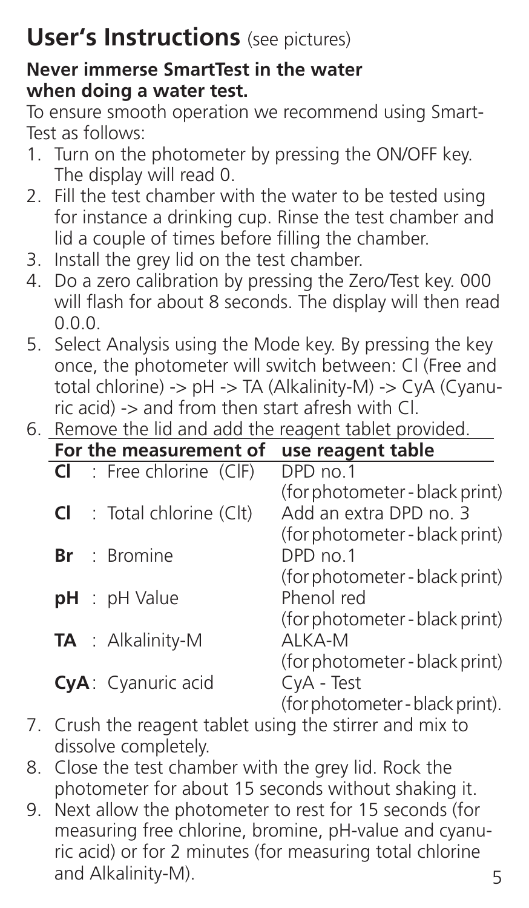## User's Instructions (see pictures)

**Never immerse SmartTest in the water when doing a water test.**

To ensure smooth operation we recommend using SmartTest as follows:

1. Turn on the photometer by pressing the ON/OFF key. The display will read 0.
2. Fill the test chamber with the water to be tested using for instance a drinking cup. Rinse the test chamber and lid a couple of times before filling the chamber.
3. Install the grey lid on the test chamber.
4. Do a zero calibration by pressing the Zero/Test key. 000 will flash for about 8 seconds. The display will then read 0.0.0.
5. Select Analysis using the Mode key. By pressing the key once, the photometer will switch between: Cl (Free and total chlorine) -> pH -> TA (Alkalinity-M) -> CyA (Cyanuric acid) -> and from then start afresh with Cl.
6. Remove the lid and add the reagent tablet provided.

| For the measurement of | use reagent table |
|---|---|
| **Cl** : Free chlorine (ClF) | DPD no.1 (for photometer - black print) |
| **Cl** : Total chlorine (Clt) | Add an extra DPD no. 3 (for photometer - black print) |
| **Br** : Bromine | DPD no.1 (for photometer - black print) |
| **pH** : pH Value | Phenol red (for photometer - black print) |
| **TA** : Alkalinity-M | ALKA-M (for photometer - black print) |
| **CyA**: Cyanuric acid | CyA - Test (for photometer - black print). |

7. Crush the reagent tablet using the stirrer and mix to dissolve completely.
8. Close the test chamber with the grey lid. Rock the photometer for about 15 seconds without shaking it.
9. Next allow the photometer to rest for 15 seconds (for measuring free chlorine, bromine, pH-value and cyanuric acid) or for 2 minutes (for measuring total chlorine and Alkalinity-M).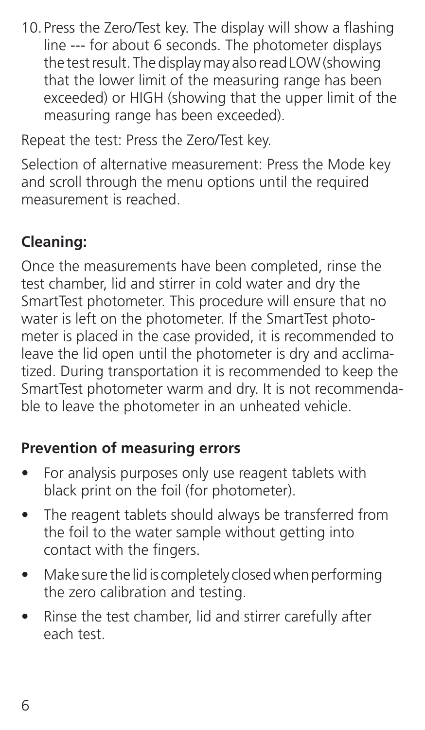10. Press the Zero/Test key. The display will show a flashing line --- for about 6 seconds. The photometer displays the test result. The display may also read LOW (showing that the lower limit of the measuring range has been exceeded) or HIGH (showing that the upper limit of the measuring range has been exceeded).

Repeat the test: Press the Zero/Test key.

Selection of alternative measurement: Press the Mode key and scroll through the menu options until the required measurement is reached.

**Cleaning:**

Once the measurements have been completed, rinse the test chamber, lid and stirrer in cold water and dry the SmartTest photometer. This procedure will ensure that no water is left on the photometer. If the SmartTest photometer is placed in the case provided, it is recommended to leave the lid open until the photometer is dry and acclimatized. During transportation it is recommended to keep the SmartTest photometer warm and dry. It is not recommendable to leave the photometer in an unheated vehicle.

**Prevention of measuring errors**

- For analysis purposes only use reagent tablets with black print on the foil (for photometer).
- The reagent tablets should always be transferred from the foil to the water sample without getting into contact with the fingers.
- Make sure the lid is completely closed when performing the zero calibration and testing.
- Rinse the test chamber, lid and stirrer carefully after each test.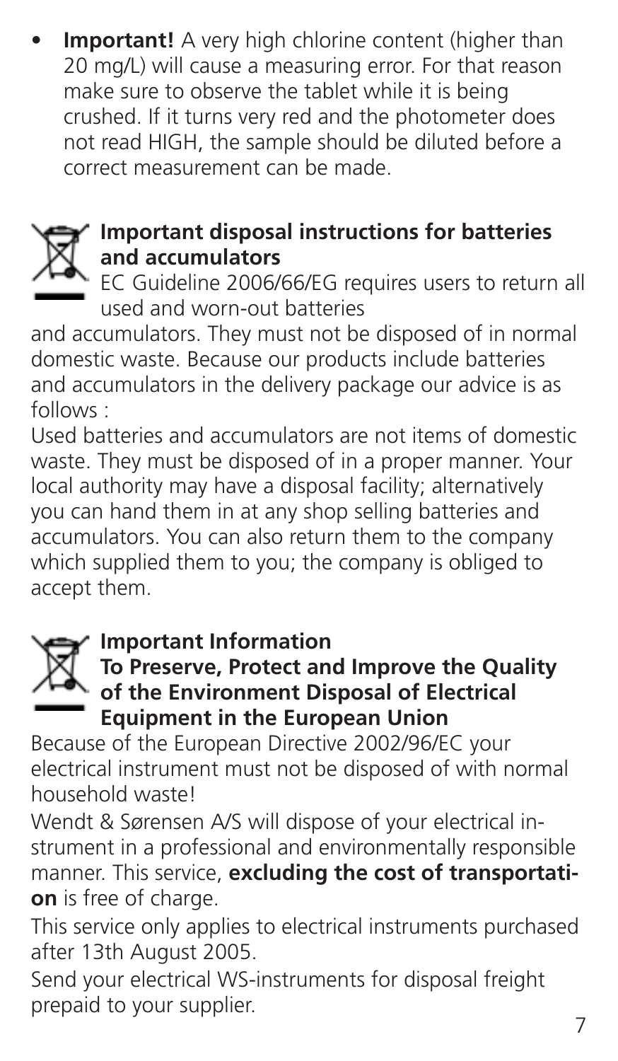- **Important!** A very high chlorine content (higher than 20 mg/L) will cause a measuring error. For that reason make sure to observe the tablet while it is being crushed. If it turns very red and the photometer does not read HIGH, the sample should be diluted before a correct measurement can be made.

**Important disposal instructions for batteries and accumulators**

EC Guideline 2006/66/EG requires users to return all used and worn-out batteries and accumulators. They must not be disposed of in normal domestic waste. Because our products include batteries and accumulators in the delivery package our advice is as follows :

Used batteries and accumulators are not items of domestic waste. They must be disposed of in a proper manner. Your local authority may have a disposal facility; alternatively you can hand them in at any shop selling batteries and accumulators. You can also return them to the company which supplied them to you; the company is obliged to accept them.

**Important Information**
**To Preserve, Protect and Improve the Quality of the Environment Disposal of Electrical Equipment in the European Union**

Because of the European Directive 2002/96/EC your electrical instrument must not be disposed of with normal household waste!

Wendt & Sørensen A/S will dispose of your electrical instrument in a professional and environmentally responsible manner. This service, **excluding the cost of transportation** is free of charge.

This service only applies to electrical instruments purchased after 13th August 2005.

Send your electrical WS-instruments for disposal freight prepaid to your supplier.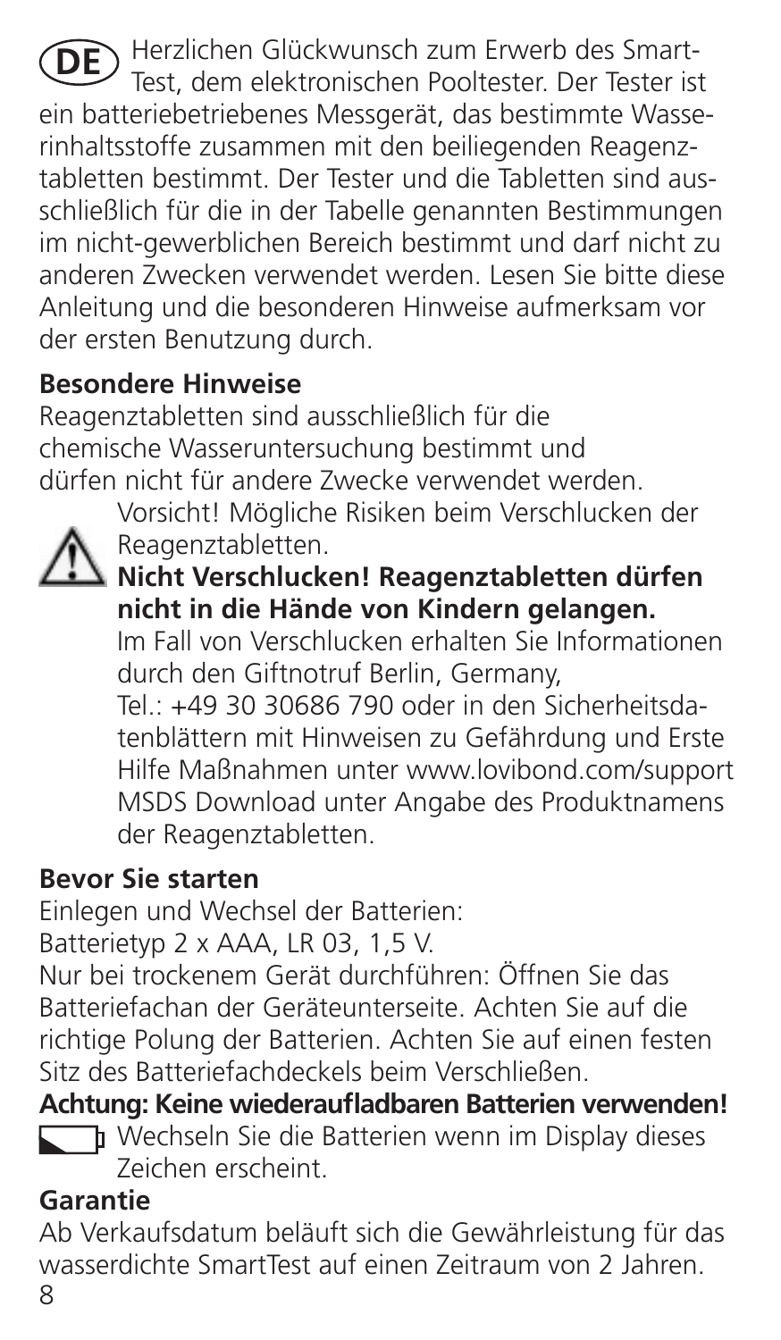(DE) Herzlichen Glückwunsch zum Erwerb des Smart-Test, dem elektronischen Pooltester. Der Tester ist ein batteriebetriebenes Messgerät, das bestimmte Wasserinhaltsstoffe zusammen mit den beiliegenden Reagenztabletten bestimmt. Der Tester und die Tabletten sind ausschließlich für die in der Tabelle genannten Bestimmungen im nicht-gewerblichen Bereich bestimmt und darf nicht zu anderen Zwecken verwendet werden. Lesen Sie bitte diese Anleitung und die besonderen Hinweise aufmerksam vor der ersten Benutzung durch.

**Besondere Hinweise**

Reagenztabletten sind ausschließlich für die chemische Wasseruntersuchung bestimmt und dürfen nicht für andere Zwecke verwendet werden.

⚠ Vorsicht! Mögliche Risiken beim Verschlucken der Reagenztabletten.

**Nicht Verschlucken! Reagenztabletten dürfen nicht in die Hände von Kindern gelangen.**

Im Fall von Verschlucken erhalten Sie Informationen durch den Giftnotruf Berlin, Germany, Tel.: +49 30 30686 790 oder in den Sicherheitsdatenblättern mit Hinweisen zu Gefährdung und Erste Hilfe Maßnahmen unter www.lovibond.com/support MSDS Download unter Angabe des Produktnamens der Reagenztabletten.

**Bevor Sie starten**

Einlegen und Wechsel der Batterien:
Batterietyp 2 x AAA, LR 03, 1,5 V.

Nur bei trockenem Gerät durchführen: Öffnen Sie das Batteriefachan der Geräteunterseite. Achten Sie auf die richtige Polung der Batterien. Achten Sie auf einen festen Sitz des Batteriefachdeckels beim Verschließen.

**Achtung: Keine wiederaufladbaren Batterien verwenden!**

Wechseln Sie die Batterien wenn im Display dieses Zeichen erscheint.

**Garantie**

Ab Verkaufsdatum beläuft sich die Gewährleistung für das wasserdichte SmartTest auf einen Zeitraum von 2 Jahren.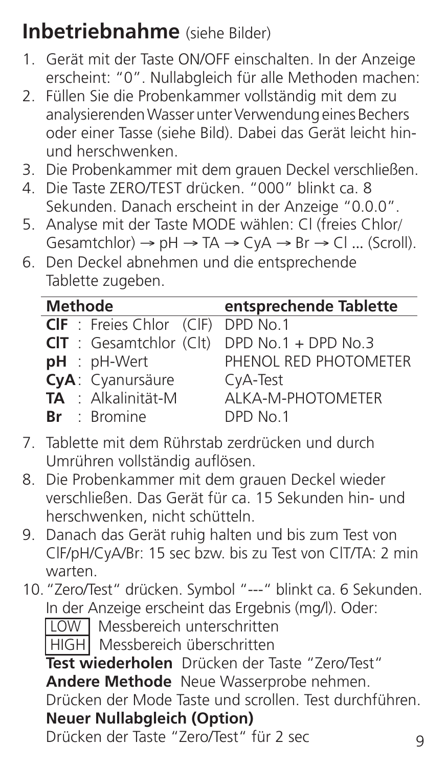## Inbetriebnahme (siehe Bilder)

1. Gerät mit der Taste ON/OFF einschalten. In der Anzeige erscheint: "0". Nullabgleich für alle Methoden machen:
2. Füllen Sie die Probenkammer vollständig mit dem zu analysierenden Wasser unter Verwendung eines Bechers oder einer Tasse (siehe Bild). Dabei das Gerät leicht hin- und herschwenken.
3. Die Probenkammer mit dem grauen Deckel verschließen.
4. Die Taste ZERO/TEST drücken. "000" blinkt ca. 8 Sekunden. Danach erscheint in der Anzeige "0.0.0".
5. Analyse mit der Taste MODE wählen: Cl (freies Chlor/ Gesamtchlor) → pH → TA → CyA → Br → Cl ... (Scroll).
6. Den Deckel abnehmen und die entsprechende Tablette zugeben.

| Methode | entsprechende Tablette |
|---|---|
| **ClF** : Freies Chlor (ClF) | DPD No.1 |
| **ClT** : Gesamtchlor (Clt) | DPD No.1 + DPD No.3 |
| **pH** : pH-Wert | PHENOL RED PHOTOMETER |
| **CyA**: Cyanursäure | CyA-Test |
| **TA** : Alkalinität-M | ALKA-M-PHOTOMETER |
| **Br** : Bromine | DPD No.1 |

7. Tablette mit dem Rührstab zerdrücken und durch Umrühren vollständig auflösen.
8. Die Probenkammer mit dem grauen Deckel wieder verschließen. Das Gerät für ca. 15 Sekunden hin- und herschwenken, nicht schütteln.
9. Danach das Gerät ruhig halten und bis zum Test von ClF/pH/CyA/Br: 15 sec bzw. bis zu Test von ClT/TA: 2 min warten.
10. "Zero/Test" drücken. Symbol "---" blinkt ca. 6 Sekunden. In der Anzeige erscheint das Ergebnis (mg/l). Oder:

    LOW Messbereich unterschritten

    HIGH Messbereich überschritten

    **Test wiederholen** Drücken der Taste "Zero/Test"

    **Andere Methode** Neue Wasserprobe nehmen. Drücken der Mode Taste und scrollen. Test durchführen.

    **Neuer Nullabgleich (Option)**

    Drücken der Taste "Zero/Test" für 2 sec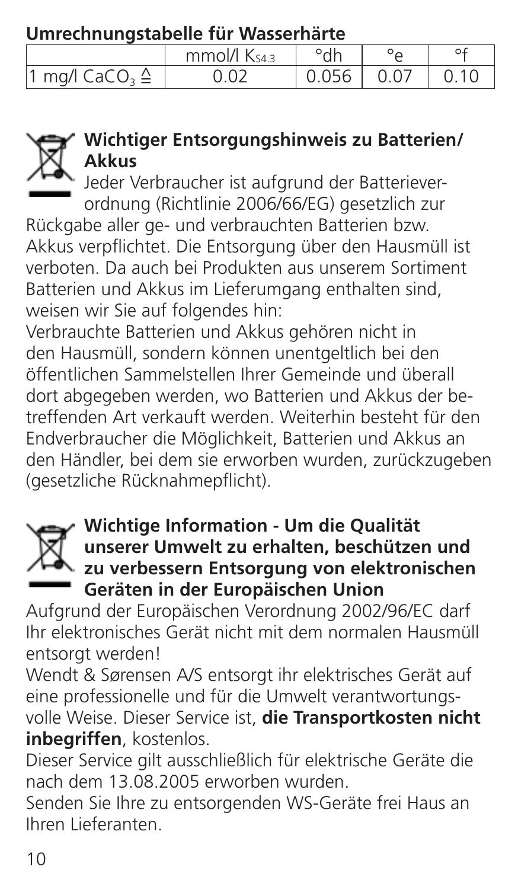## Umrechnungstabelle für Wasserhärte

| | mmol/l $K_{S4.3}$ | °dh | °e | °f |
|---|---|---|---|---|
| 1 mg/l $CaCO_3$ ≙ | 0.02 | 0.056 | 0.07 | 0.10 |

### Wichtiger Entsorgungshinweis zu Batterien/ Akkus

Jeder Verbraucher ist aufgrund der Batterieverordnung (Richtlinie 2006/66/EG) gesetzlich zur Rückgabe aller ge- und verbrauchten Batterien bzw. Akkus verpflichtet. Die Entsorgung über den Hausmüll ist verboten. Da auch bei Produkten aus unserem Sortiment Batterien und Akkus im Lieferumgang enthalten sind, weisen wir Sie auf folgendes hin:

Verbrauchte Batterien und Akkus gehören nicht in den Hausmüll, sondern können unentgeltlich bei den öffentlichen Sammelstellen Ihrer Gemeinde und überall dort abgegeben werden, wo Batterien und Akkus der betreffenden Art verkauft werden. Weiterhin besteht für den Endverbraucher die Möglichkeit, Batterien und Akkus an den Händler, bei dem sie erworben wurden, zurückzugeben (gesetzliche Rücknahmepflicht).

### Wichtige Information - Um die Qualität unserer Umwelt zu erhalten, beschützen und zu verbessern Entsorgung von elektronischen Geräten in der Europäischen Union

Aufgrund der Europäischen Verordnung 2002/96/EC darf Ihr elektronisches Gerät nicht mit dem normalen Hausmüll entsorgt werden!

Wendt & Sørensen A/S entsorgt ihr elektrisches Gerät auf eine professionelle und für die Umwelt verantwortungsvolle Weise. Dieser Service ist, **die Transportkosten nicht inbegriffen**, kostenlos.

Dieser Service gilt ausschließlich für elektrische Geräte die nach dem 13.08.2005 erworben wurden.

Senden Sie Ihre zu entsorgenden WS-Geräte frei Haus an Ihren Lieferanten.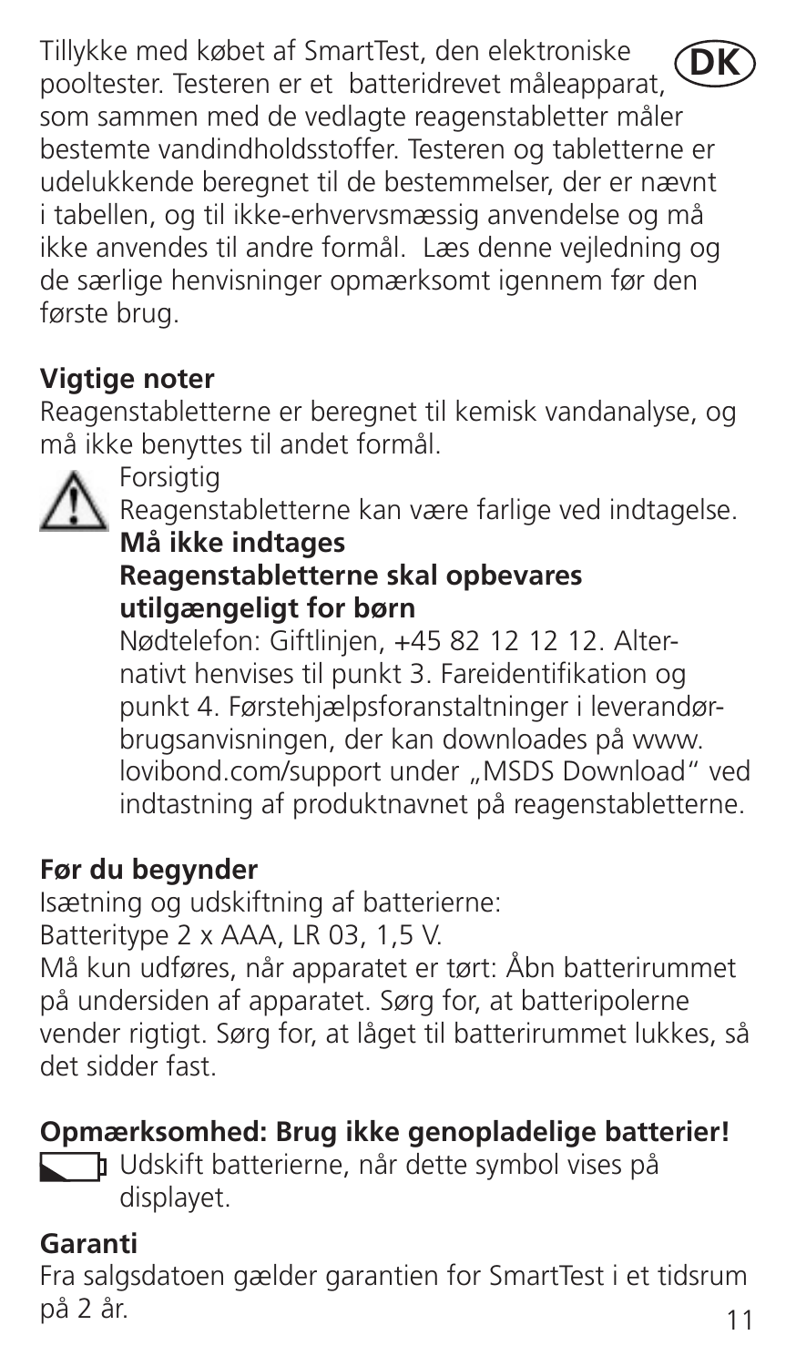Tillykke med købet af SmartTest, den elektroniske pooltester. Testeren er et batteridrevet måleapparat, som sammen med de vedlagte reagenstabletter måler bestemte vandindholdsstoffer. Testeren og tabletterne er udelukkende beregnet til de bestemmelser, der er nævnt i tabellen, og til ikke-erhvervsmæssig anvendelse og må ikke anvendes til andre formål. Læs denne vejledning og de særlige henvisninger opmærksomt igennem før den første brug.

DK

## Vigtige noter

Reagenstabletterne er beregnet til kemisk vandanalyse, og må ikke benyttes til andet formål.

⚠ Forsigtig

Reagenstabletterne kan være farlige ved indtagelse.

**Må ikke indtages**

**Reagenstabletterne skal opbevares utilgængeligt for børn**

Nødtelefon: Giftlinjen, +45 82 12 12 12. Alternativt henvises til punkt 3. Fareidentifikation og punkt 4. Førstehjælpsforanstaltninger i leverandørbrugsanvisningen, der kan downloades på www.lovibond.com/support under „MSDS Download" ved indtastning af produktnavnet på reagenstabletterne.

## Før du begynder

Isætning og udskiftning af batterierne:

Batteritype 2 x AAA, LR 03, 1,5 V.

Må kun udføres, når apparatet er tørt: Åbn batterirummet på undersiden af apparatet. Sørg for, at batteripolerne vender rigtigt. Sørg for, at låget til batterirummet lukkes, så det sidder fast.

## Opmærksomhed: Brug ikke genopladelige batterier!

Udskift batterierne, når dette symbol vises på displayet.

## Garanti

Fra salgsdatoen gælder garantien for SmartTest i et tidsrum på 2 år.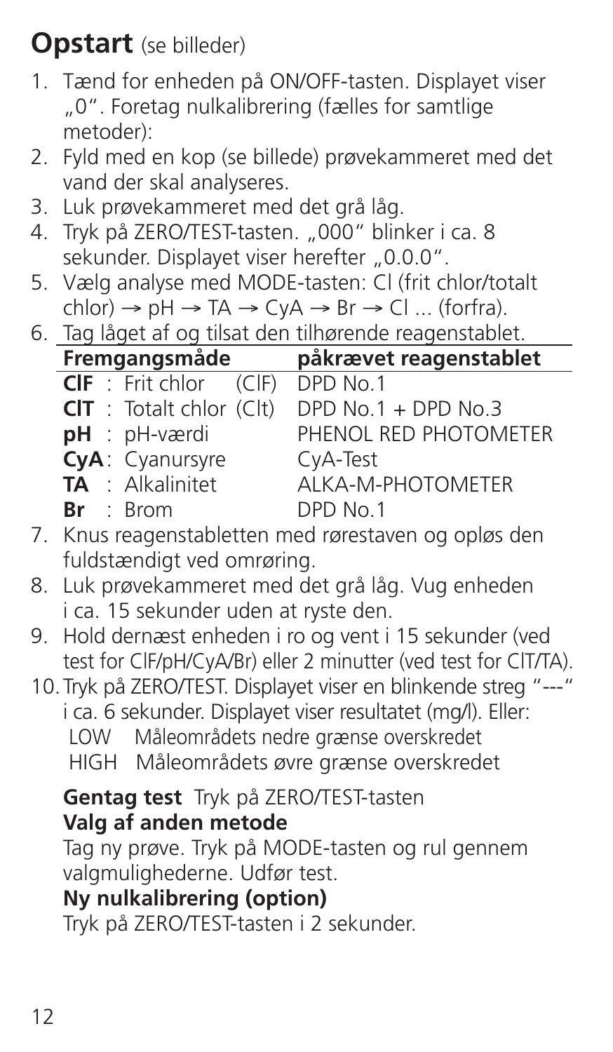## **Opstart** (se billeder)

1. Tænd for enheden på ON/OFF-tasten. Displayet viser „0". Foretag nulkalibrering (fælles for samtlige metoder):
2. Fyld med en kop (se billede) prøvekammeret med det vand der skal analyseres.
3. Luk prøvekammeret med det grå låg.
4. Tryk på ZERO/TEST-tasten. „000" blinker i ca. 8 sekunder. Displayet viser herefter „0.0.0".
5. Vælg analyse med MODE-tasten: Cl (frit chlor/totalt chlor) → pH → TA → CyA → Br → Cl ... (forfra).
6. Tag låget af og tilsat den tilhørende reagenstablet.

| Fremgangsmåde | påkrævet reagenstablet |
|---|---|
| **ClF** : Frit chlor (ClF) | DPD No.1 |
| **ClT** : Totalt chlor (Clt) | DPD No.1 + DPD No.3 |
| **pH** : pH-værdi | PHENOL RED PHOTOMETER |
| **CyA**: Cyanursyre | CyA-Test |
| **TA** : Alkalinitet | ALKA-M-PHOTOMETER |
| **Br** : Brom | DPD No.1 |

7. Knus reagenstabletten med rørestaven og opløs den fuldstændigt ved omrøring.
8. Luk prøvekammeret med det grå låg. Vug enheden i ca. 15 sekunder uden at ryste den.
9. Hold dernæst enheden i ro og vent i 15 sekunder (ved test for ClF/pH/CyA/Br) eller 2 minutter (ved test for ClT/TA).
10. Tryk på ZERO/TEST. Displayet viser en blinkende streg "---" i ca. 6 sekunder. Displayet viser resultatet (mg/l). Eller:
    LOW Måleområdets nedre grænse overskredet
    HIGH Måleområdets øvre grænse overskredet

**Gentag test** Tryk på ZERO/TEST-tasten

**Valg af anden metode**

Tag ny prøve. Tryk på MODE-tasten og rul gennem valgmulighederne. Udfør test.

**Ny nulkalibrering (option)**

Tryk på ZERO/TEST-tasten i 2 sekunder.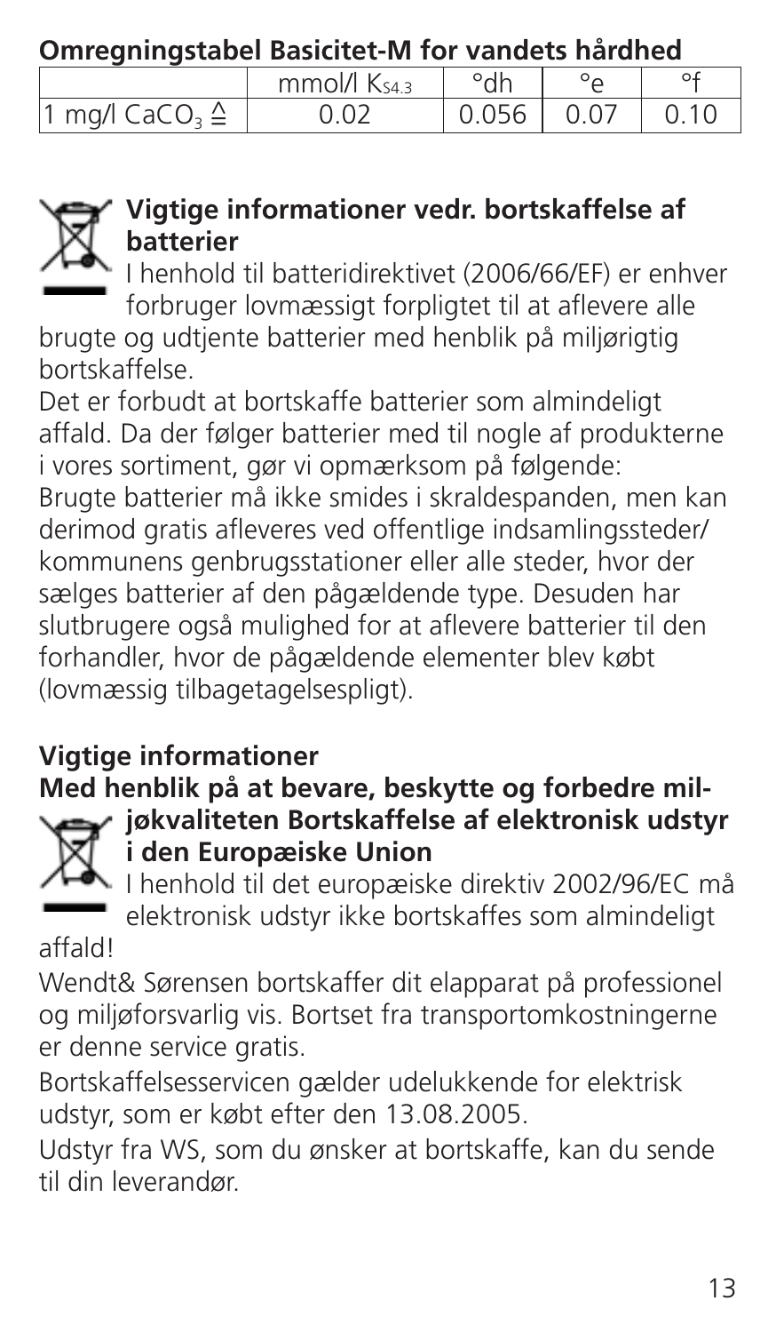**Omregningstabel Basicitet-M for vandets hårdhed**

| | mmol/l $K_{S4.3}$ | °dh | °e | °f |
|---|---|---|---|---|
| 1 mg/l $CaCO_3$ ≙ | 0.02 | 0.056 | 0.07 | 0.10 |

**Vigtige informationer vedr. bortskaffelse af batterier**

I henhold til batteridirektivet (2006/66/EF) er enhver forbruger lovmæssigt forpligtet til at aflevere alle brugte og udtjente batterier med henblik på miljørigtig bortskaffelse.

Det er forbudt at bortskaffe batterier som almindeligt affald. Da der følger batterier med til nogle af produkterne i vores sortiment, gør vi opmærksom på følgende:
Brugte batterier må ikke smides i skraldespanden, men kan derimod gratis afleveres ved offentlige indsamlingssteder/kommunens genbrugsstationer eller alle steder, hvor der sælges batterier af den pågældende type. Desuden har slutbrugere også mulighed for at aflevere batterier til den forhandler, hvor de pågældende elementer blev købt (lovmæssig tilbagetagelsespligt).

**Vigtige informationer**
**Med henblik på at bevare, beskytte og forbedre miljøkvaliteten Bortskaffelse af elektronisk udstyr i den Europæiske Union**

I henhold til det europæiske direktiv 2002/96/EC må elektronisk udstyr ikke bortskaffes som almindeligt affald!

Wendt& Sørensen bortskaffer dit elapparat på professionel og miljøforsvarlig vis. Bortset fra transportomkostningerne er denne service gratis.

Bortskaffelsesservicen gælder udelukkende for elektrisk udstyr, som er købt efter den 13.08.2005.

Udstyr fra WS, som du ønsker at bortskaffe, kan du sende til din leverandør.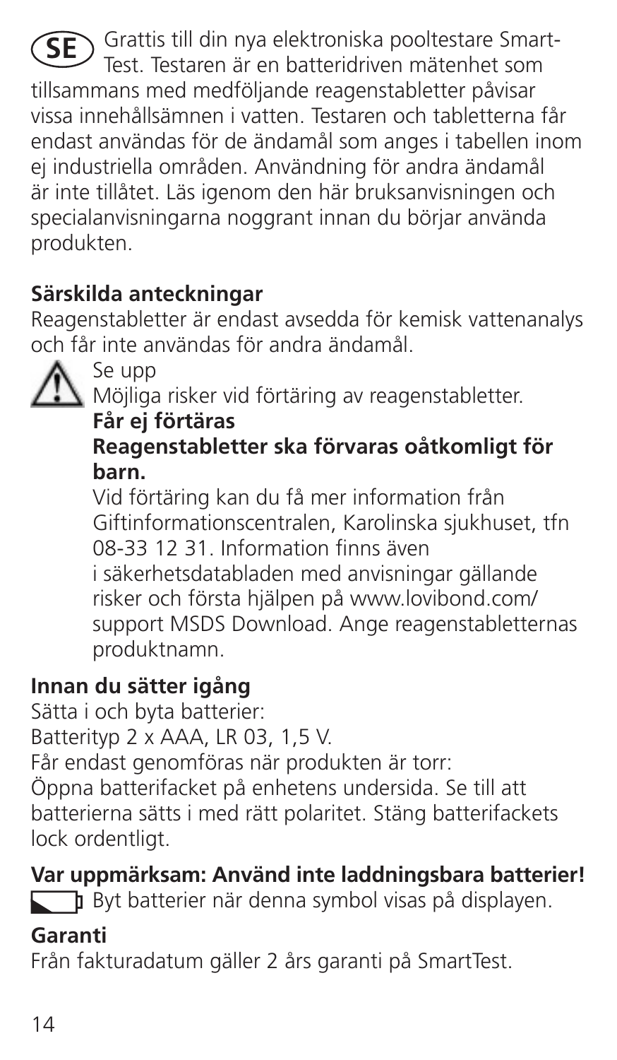**SE** Grattis till din nya elektroniska pooltestare Smart-Test. Testaren är en batteridriven mätenhet som tillsammans med medföljande reagenstabletter påvisar vissa innehållsämnen i vatten. Testaren och tabletterna får endast användas för de ändamål som anges i tabellen inom ej industriella områden. Användning för andra ändamål är inte tillåtet. Läs igenom den här bruksanvisningen och specialanvisningarna noggrant innan du börjar använda produkten.

**Särskilda anteckningar**

Reagenstabletter är endast avsedda för kemisk vattenanalys och får inte användas för andra ändamål.

⚠ Se upp

Möjliga risker vid förtäring av reagenstabletter.

**Får ej förtäras**

**Reagenstabletter ska förvaras oåtkomligt för barn.**

Vid förtäring kan du få mer information från Giftinformationscentralen, Karolinska sjukhuset, tfn 08-33 12 31. Information finns även i säkerhetsdatabladen med anvisningar gällande risker och första hjälpen på www.lovibond.com/support MSDS Download. Ange reagenstabletternas produktnamn.

**Innan du sätter igång**

Sätta i och byta batterier:

Batterityp 2 x AAA, LR 03, 1,5 V.

Får endast genomföras när produkten är torr:

Öppna batterifacket på enhetens undersida. Se till att batterierna sätts i med rätt polaritet. Stäng batterifackets lock ordentligt.

**Var uppmärksam: Använd inte laddningsbara batterier!**

Byt batterier när denna symbol visas på displayen.

**Garanti**

Från fakturadatum gäller 2 års garanti på SmartTest.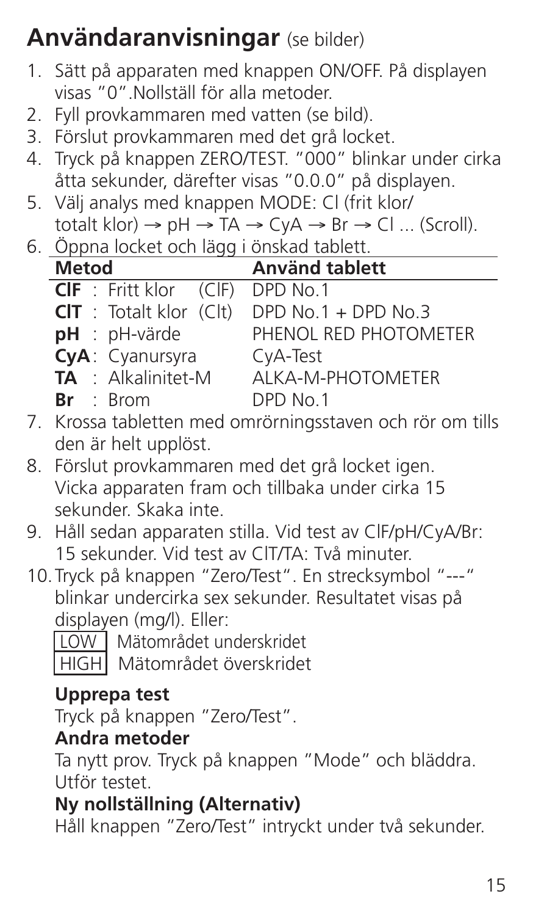## Användaranvisningar (se bilder)

1. Sätt på apparaten med knappen ON/OFF. På displayen visas "0".Nollställ för alla metoder.
2. Fyll provkammaren med vatten (se bild).
3. Förslut provkammaren med det grå locket.
4. Tryck på knappen ZERO/TEST. "000" blinkar under cirka åtta sekunder, därefter visas "0.0.0" på displayen.
5. Välj analys med knappen MODE: Cl (frit klor/ totalt klor) → pH → TA → CyA → Br → Cl ... (Scroll).
6. Öppna locket och lägg i önskad tablett.

| Metod | Använd tablett |
|---|---|
| **ClF** : Fritt klor (ClF) | DPD No.1 |
| **ClT** : Totalt klor (Clt) | DPD No.1 + DPD No.3 |
| **pH** : pH-värde | PHENOL RED PHOTOMETER |
| **CyA**: Cyanursyra | CyA-Test |
| **TA** : Alkalinitet-M | ALKA-M-PHOTOMETER |
| **Br** : Brom | DPD No.1 |

7. Krossa tabletten med omrörningsstaven och rör om tills den är helt upplöst.
8. Förslut provkammaren med det grå locket igen. Vicka apparaten fram och tillbaka under cirka 15 sekunder. Skaka inte.
9. Håll sedan apparaten stilla. Vid test av ClF/pH/CyA/Br: 15 sekunder. Vid test av ClT/TA: Två minuter.
10. Tryck på knappen "Zero/Test". En strecksymbol "---" blinkar undercirka sex sekunder. Resultatet visas på displayen (mg/l). Eller:
    LOW Mätområdet underskridet
    HIGH Mätområdet överskridet

**Upprepa test**

Tryck på knappen "Zero/Test".

**Andra metoder**

Ta nytt prov. Tryck på knappen "Mode" och bläddra. Utför testet.

**Ny nollställning (Alternativ)**

Håll knappen "Zero/Test" intryckt under två sekunder.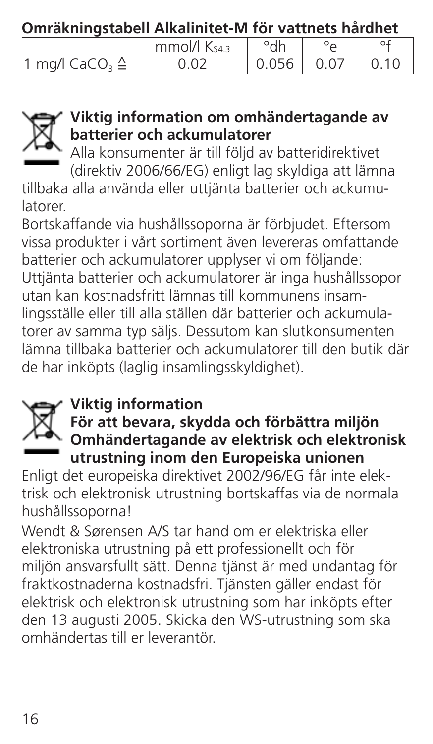**Omräkningstabell Alkalinitet-M för vattnets hårdhet**

| | mmol/l $K_{S4.3}$ | °dh | °e | °f |
|---|---|---|---|---|
| 1 mg/l $CaCO_3$ ≙ | 0.02 | 0.056 | 0.07 | 0.10 |

**Viktig information om omhändertagande av batterier och ackumulatorer**

Alla konsumenter är till följd av batteridirektivet (direktiv 2006/66/EG) enligt lag skyldiga att lämna tillbaka alla använda eller uttjänta batterier och ackumulatorer.

Bortskaffande via hushållssoporna är förbjudet. Eftersom vissa produkter i vårt sortiment även levereras omfattande batterier och ackumulatorer upplyser vi om följande: Uttjänta batterier och ackumulatorer är inga hushållssopor utan kan kostnadsfritt lämnas till kommunens insamlingsställe eller till alla ställen där batterier och ackumulatorer av samma typ säljs. Dessutom kan slutkonsumenten lämna tillbaka batterier och ackumulatorer till den butik där de har inköpts (laglig insamlingsskyldighet).

**Viktig information**
**För att bevara, skydda och förbättra miljön**
**Omhändertagande av elektrisk och elektronisk utrustning inom den Europeiska unionen**

Enligt det europeiska direktivet 2002/96/EG får inte elektrisk och elektronisk utrustning bortskaffas via de normala hushållssoporna!

Wendt & Sørensen A/S tar hand om er elektriska eller elektroniska utrustning på ett professionellt och för miljön ansvarsfullt sätt. Denna tjänst är med undantag för fraktkostnaderna kostnadsfri. Tjänsten gäller endast för elektrisk och elektronisk utrustning som har inköpts efter den 13 augusti 2005. Skicka den WS-utrustning som ska omhändertas till er leverantör.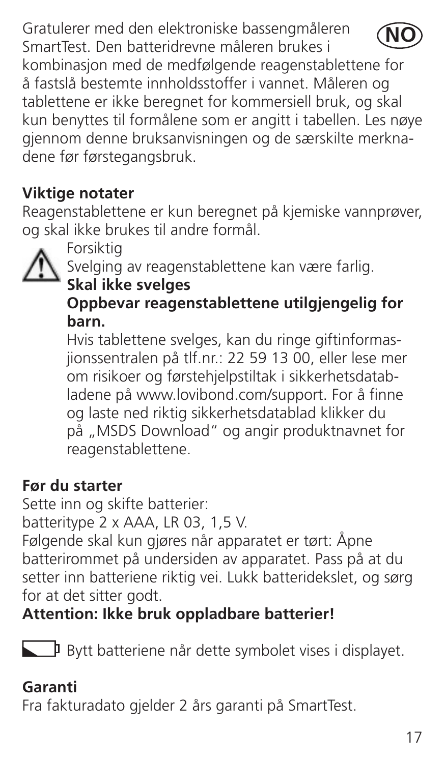Gratulerer med den elektroniske bassengmåleren SmartTest. Den batteridrevne måleren brukes i kombinasjon med de medfølgende reagenstablettene for å fastslå bestemte innholdsstoffer i vannet. Måleren og tablettene er ikke beregnet for kommersiell bruk, og skal kun benyttes til formålene som er angitt i tabellen. Les nøye gjennom denne bruksanvisningen og de særskilte merknadene før førstegangsbruk.

**NO**

## Viktige notater

Reagenstablettene er kun beregnet på kjemiske vannprøver, og skal ikke brukes til andre formål.

Forsiktig

Svelging av reagenstablettene kan være farlig.

**Skal ikke svelges**

**Oppbevar reagenstablettene utilgjengelig for barn.**

Hvis tablettene svelges, kan du ringe giftinformasjonssentralen på tlf.nr.: 22 59 13 00, eller lese mer om risikoer og førstehjelpstiltak i sikkerhetsdatabladene på www.lovibond.com/support. For å finne og laste ned riktig sikkerhetsdatablad klikker du på „MSDS Download" og angir produktnavnet for reagenstablettene.

## Før du starter

Sette inn og skifte batterier:
batteritype 2 x AAA, LR 03, 1,5 V.

Følgende skal kun gjøres når apparatet er tørt: Åpne batterirommet på undersiden av apparatet. Pass på at du setter inn batteriene riktig vei. Lukk batteridekslet, og sørg for at det sitter godt.

**Attention: Ikke bruk oppladbare batterier!**

Bytt batteriene når dette symbolet vises i displayet.

## Garanti

Fra fakturadato gjelder 2 års garanti på SmartTest.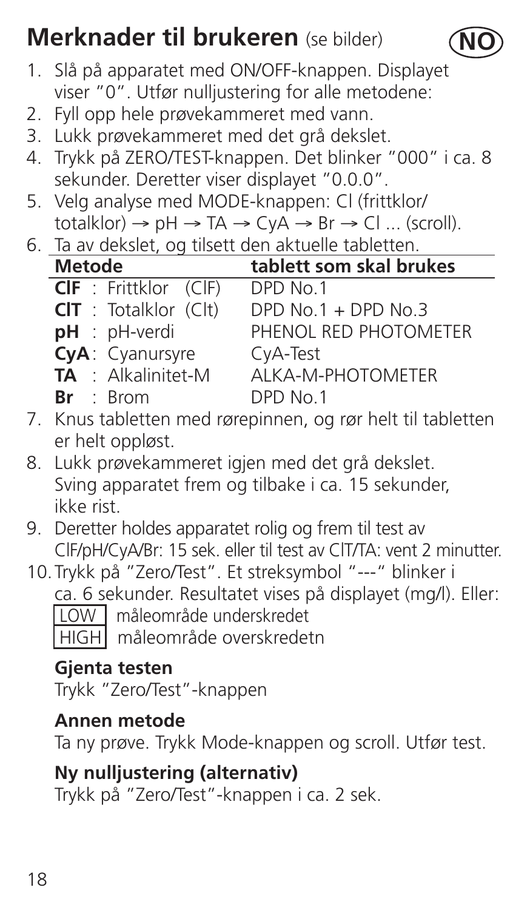# Merknader til brukeren (se bilder)

NO

1. Slå på apparatet med ON/OFF-knappen. Displayet viser "0". Utfør nulljustering for alle metodene:
2. Fyll opp hele prøvekammeret med vann.
3. Lukk prøvekammeret med det grå dekslet.
4. Trykk på ZERO/TEST-knappen. Det blinker "000" i ca. 8 sekunder. Deretter viser displayet "0.0.0".
5. Velg analyse med MODE-knappen: Cl (frittklor/totalklor) → pH → TA → CyA → Br → Cl ... (scroll).
6. Ta av dekslet, og tilsett den aktuelle tabletten.

| Metode | tablett som skal brukes |
|---|---|
| **ClF** : Frittklor (ClF) | DPD No.1 |
| **ClT** : Totalklor (Clt) | DPD No.1 + DPD No.3 |
| **pH** : pH-verdi | PHENOL RED PHOTOMETER |
| **CyA**: Cyanursyre | CyA-Test |
| **TA** : Alkalinitet-M | ALKA-M-PHOTOMETER |
| **Br** : Brom | DPD No.1 |

7. Knus tabletten med rørepinnen, og rør helt til tabletten er helt oppløst.
8. Lukk prøvekammeret igjen med det grå dekslet. Sving apparatet frem og tilbake i ca. 15 sekunder, ikke rist.
9. Deretter holdes apparatet rolig og frem til test av ClF/pH/CyA/Br: 15 sek. eller til test av ClT/TA: vent 2 minutter.
10. Trykk på "Zero/Test". Et streksymbol "---" blinker i ca. 6 sekunder. Resultatet vises på displayet (mg/l). Eller:
    LOW måleområde underskredet
    HIGH måleområde overskredetn

**Gjenta testen**

Trykk "Zero/Test"-knappen

**Annen metode**

Ta ny prøve. Trykk Mode-knappen og scroll. Utfør test.

**Ny nulljustering (alternativ)**

Trykk på "Zero/Test"-knappen i ca. 2 sek.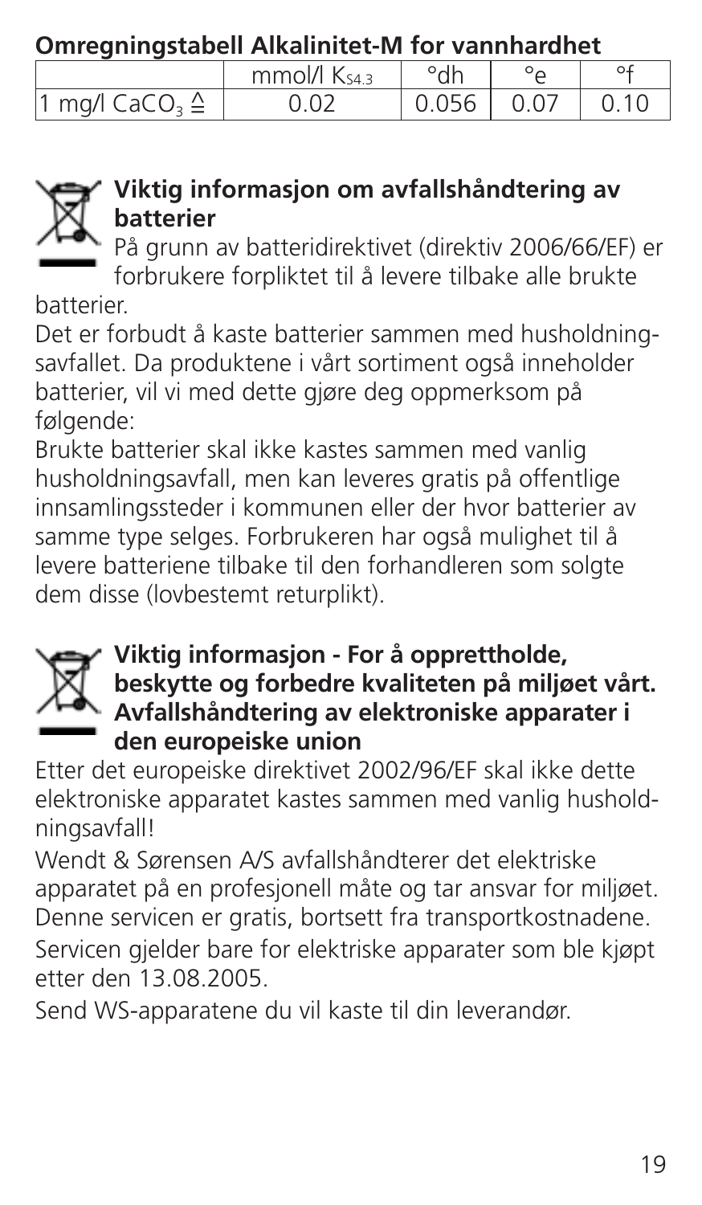## Omregningstabell Alkalinitet-M for vannhardhet

| | mmol/l $K_{S4.3}$ | °dh | °e | °f |
|---|---|---|---|---|
| 1 mg/l $CaCO_3 \triangleq$ | 0.02 | 0.056 | 0.07 | 0.10 |

### Viktig informasjon om avfallshåndtering av batterier

På grunn av batteridirektivet (direktiv 2006/66/EF) er forbrukere forpliktet til å levere tilbake alle brukte batterier.

Det er forbudt å kaste batterier sammen med husholdningsavfallet. Da produktene i vårt sortiment også inneholder batterier, vil vi med dette gjøre deg oppmerksom på følgende:

Brukte batterier skal ikke kastes sammen med vanlig husholdningsavfall, men kan leveres gratis på offentlige innsamlingssteder i kommunen eller der hvor batterier av samme type selges. Forbrukeren har også mulighet til å levere batteriene tilbake til den forhandleren som solgte dem disse (lovbestemt returplikt).

### Viktig informasjon - For å opprettholde, beskytte og forbedre kvaliteten på miljøet vårt. Avfallshåndtering av elektroniske apparater i den europeiske union

Etter det europeiske direktivet 2002/96/EF skal ikke dette elektroniske apparatet kastes sammen med vanlig husholdningsavfall!

Wendt & Sørensen A/S avfallshåndterer det elektriske apparatet på en profesjonell måte og tar ansvar for miljøet. Denne servicen er gratis, bortsett fra transportkostnadene. Servicen gjelder bare for elektriske apparater som ble kjøpt etter den 13.08.2005.

Send WS-apparatene du vil kaste til din leverandør.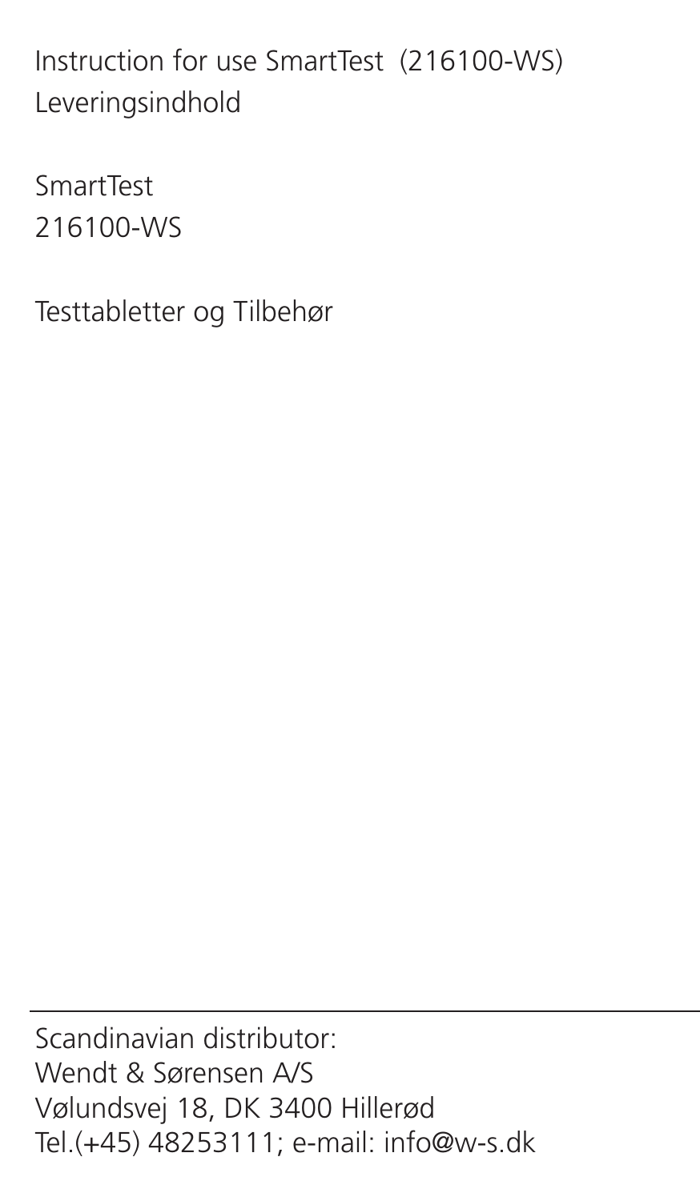Instruction for use SmartTest (216100-WS)
Leveringsindhold

SmartTest
216100-WS

Testtabletter og Tilbehør

---

Scandinavian distributor:
Wendt & Sørensen A/S
Vølundsvej 18, DK 3400 Hillerød
Tel.(+45) 48253111; e-mail: info@w-s.dk